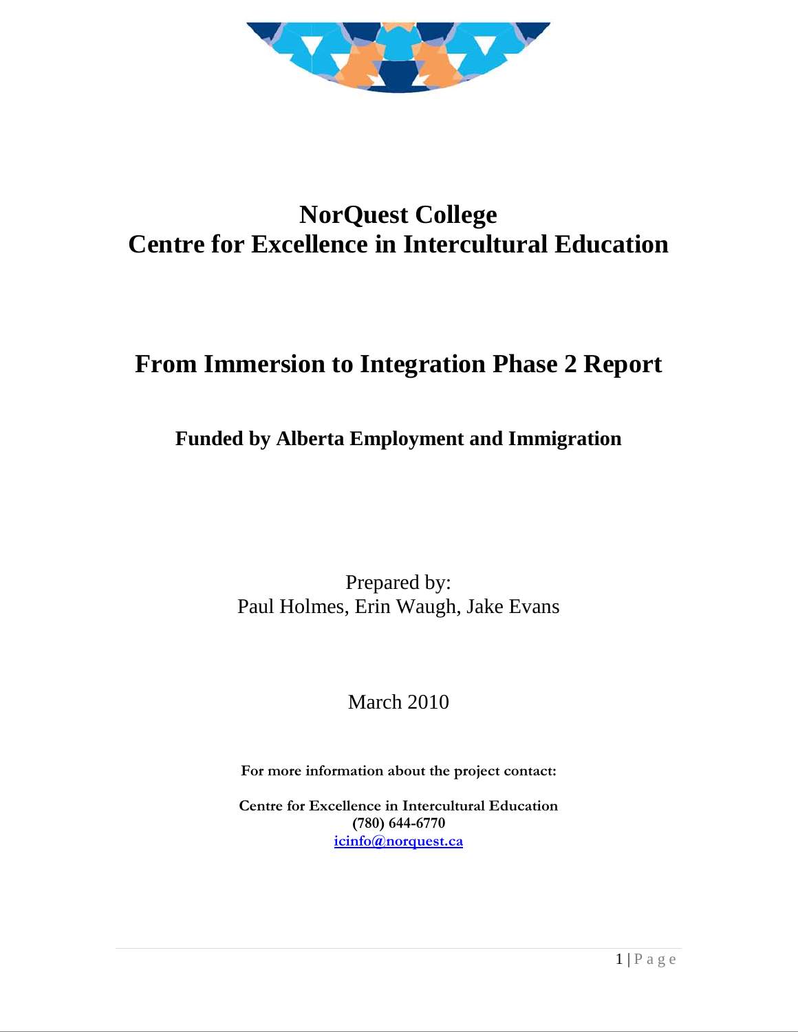# NorQuest College
# Centre for Excellence in Intercultural Education

## From Immersion to Integration Phase 2 Report

### Funded by Alberta Employment and Immigration

Prepared by:
Paul Holmes, Erin Waugh, Jake Evans

March 2010

**For more information about the project contact:**

**Centre for Excellence in Intercultural Education**
**(780) 644-6770**
**icinfo@norquest.ca**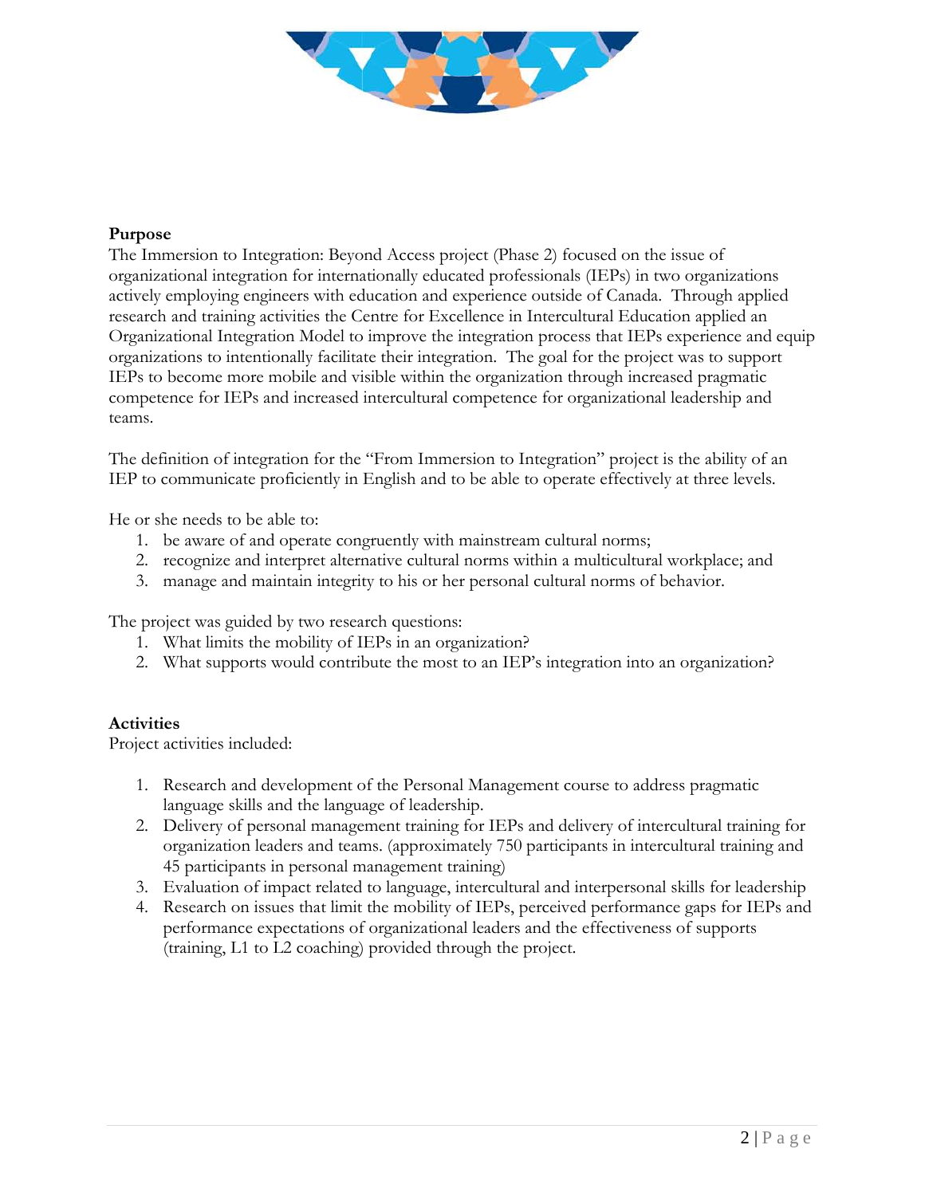## Purpose

The Immersion to Integration: Beyond Access project (Phase 2) focused on the issue of organizational integration for internationally educated professionals (IEPs) in two organizations actively employing engineers with education and experience outside of Canada. Through applied research and training activities the Centre for Excellence in Intercultural Education applied an Organizational Integration Model to improve the integration process that IEPs experience and equip organizations to intentionally facilitate their integration. The goal for the project was to support IEPs to become more mobile and visible within the organization through increased pragmatic competence for IEPs and increased intercultural competence for organizational leadership and teams.

The definition of integration for the "From Immersion to Integration" project is the ability of an IEP to communicate proficiently in English and to be able to operate effectively at three levels.

He or she needs to be able to:

1. be aware of and operate congruently with mainstream cultural norms;
2. recognize and interpret alternative cultural norms within a multicultural workplace; and
3. manage and maintain integrity to his or her personal cultural norms of behavior.

The project was guided by two research questions:

1. What limits the mobility of IEPs in an organization?
2. What supports would contribute the most to an IEP's integration into an organization?

## Activities

Project activities included:

1. Research and development of the Personal Management course to address pragmatic language skills and the language of leadership.
2. Delivery of personal management training for IEPs and delivery of intercultural training for organization leaders and teams. (approximately 750 participants in intercultural training and 45 participants in personal management training)
3. Evaluation of impact related to language, intercultural and interpersonal skills for leadership
4. Research on issues that limit the mobility of IEPs, perceived performance gaps for IEPs and performance expectations of organizational leaders and the effectiveness of supports (training, L1 to L2 coaching) provided through the project.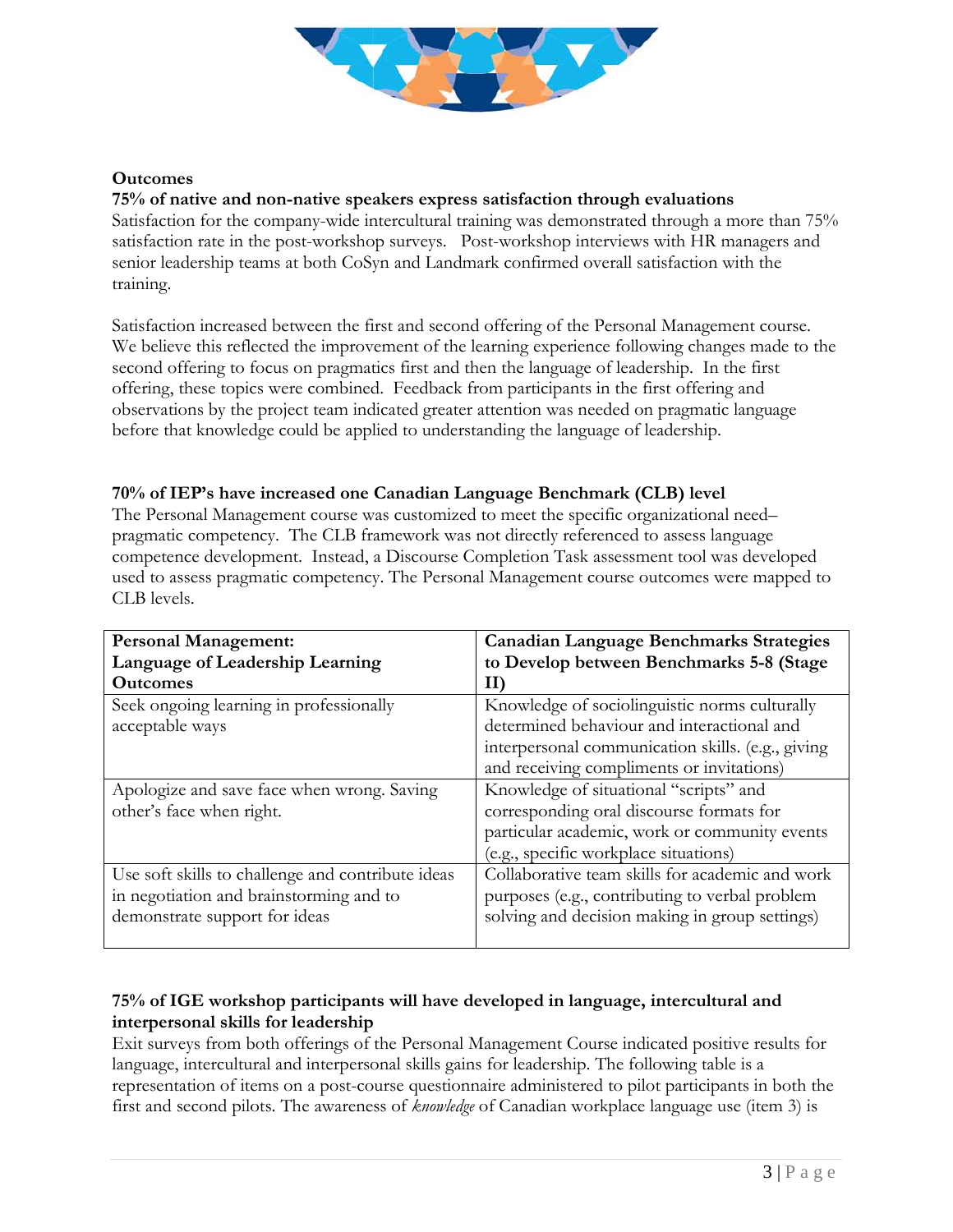**Outcomes**

**75% of native and non-native speakers express satisfaction through evaluations**

Satisfaction for the company-wide intercultural training was demonstrated through a more than 75% satisfaction rate in the post-workshop surveys. Post-workshop interviews with HR managers and senior leadership teams at both CoSyn and Landmark confirmed overall satisfaction with the training.

Satisfaction increased between the first and second offering of the Personal Management course. We believe this reflected the improvement of the learning experience following changes made to the second offering to focus on pragmatics first and then the language of leadership. In the first offering, these topics were combined. Feedback from participants in the first offering and observations by the project team indicated greater attention was needed on pragmatic language before that knowledge could be applied to understanding the language of leadership.

**70% of IEP's have increased one Canadian Language Benchmark (CLB) level**

The Personal Management course was customized to meet the specific organizational need– pragmatic competency. The CLB framework was not directly referenced to assess language competence development. Instead, a Discourse Completion Task assessment tool was developed used to assess pragmatic competency. The Personal Management course outcomes were mapped to CLB levels.

| **Personal Management: Language of Leadership Learning Outcomes** | **Canadian Language Benchmarks Strategies to Develop between Benchmarks 5-8 (Stage II)** |
|---|---|
| Seek ongoing learning in professionally acceptable ways | Knowledge of sociolinguistic norms culturally determined behaviour and interactional and interpersonal communication skills. (e.g., giving and receiving compliments or invitations) |
| Apologize and save face when wrong. Saving other's face when right. | Knowledge of situational "scripts" and corresponding oral discourse formats for particular academic, work or community events (e.g., specific workplace situations) |
| Use soft skills to challenge and contribute ideas in negotiation and brainstorming and to demonstrate support for ideas | Collaborative team skills for academic and work purposes (e.g., contributing to verbal problem solving and decision making in group settings) |

**75% of IGE workshop participants will have developed in language, intercultural and interpersonal skills for leadership**

Exit surveys from both offerings of the Personal Management Course indicated positive results for language, intercultural and interpersonal skills gains for leadership. The following table is a representation of items on a post-course questionnaire administered to pilot participants in both the first and second pilots. The awareness of *knowledge* of Canadian workplace language use (item 3) is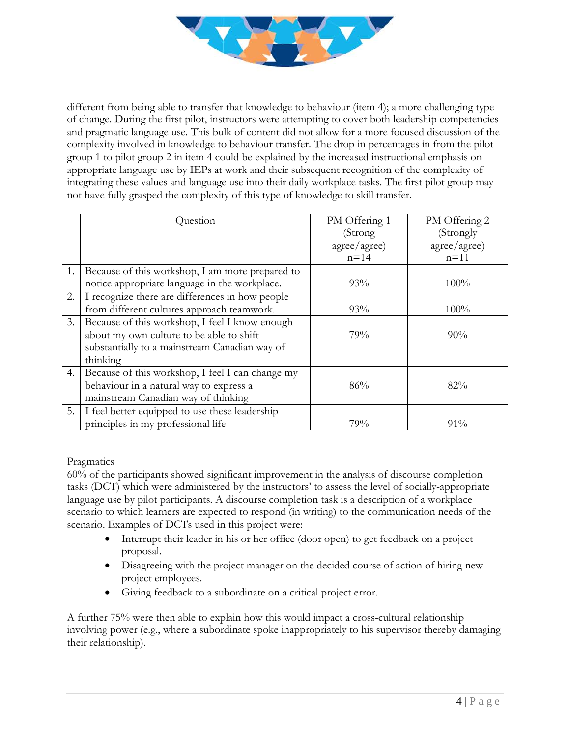different from being able to transfer that knowledge to behaviour (item 4); a more challenging type of change. During the first pilot, instructors were attempting to cover both leadership competencies and pragmatic language use. This bulk of content did not allow for a more focused discussion of the complexity involved in knowledge to behaviour transfer. The drop in percentages in from the pilot group 1 to pilot group 2 in item 4 could be explained by the increased instructional emphasis on appropriate language use by IEPs at work and their subsequent recognition of the complexity of integrating these values and language use into their daily workplace tasks. The first pilot group may not have fully grasped the complexity of this type of knowledge to skill transfer.

| | Question | PM Offering 1 (Strong agree/agree) n=14 | PM Offering 2 (Strongly agree/agree) n=11 |
|---|---|---|---|
| 1. | Because of this workshop, I am more prepared to notice appropriate language in the workplace. | 93% | 100% |
| 2. | I recognize there are differences in how people from different cultures approach teamwork. | 93% | 100% |
| 3. | Because of this workshop, I feel I know enough about my own culture to be able to shift substantially to a mainstream Canadian way of thinking | 79% | 90% |
| 4. | Because of this workshop, I feel I can change my behaviour in a natural way to express a mainstream Canadian way of thinking | 86% | 82% |
| 5. | I feel better equipped to use these leadership principles in my professional life | 79% | 91% |

Pragmatics

60% of the participants showed significant improvement in the analysis of discourse completion tasks (DCT) which were administered by the instructors' to assess the level of socially-appropriate language use by pilot participants. A discourse completion task is a description of a workplace scenario to which learners are expected to respond (in writing) to the communication needs of the scenario. Examples of DCTs used in this project were:

- Interrupt their leader in his or her office (door open) to get feedback on a project proposal.
- Disagreeing with the project manager on the decided course of action of hiring new project employees.
- Giving feedback to a subordinate on a critical project error.

A further 75% were then able to explain how this would impact a cross-cultural relationship involving power (e.g., where a subordinate spoke inappropriately to his supervisor thereby damaging their relationship).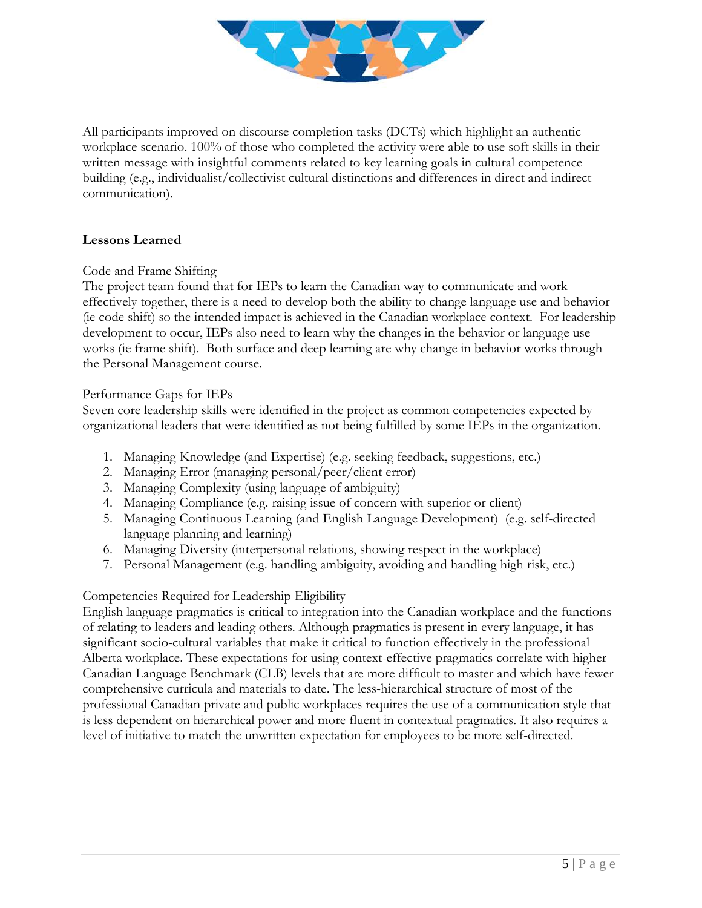All participants improved on discourse completion tasks (DCTs) which highlight an authentic workplace scenario. 100% of those who completed the activity were able to use soft skills in their written message with insightful comments related to key learning goals in cultural competence building (e.g., individualist/collectivist cultural distinctions and differences in direct and indirect communication).

**Lessons Learned**

Code and Frame Shifting

The project team found that for IEPs to learn the Canadian way to communicate and work effectively together, there is a need to develop both the ability to change language use and behavior (ie code shift) so the intended impact is achieved in the Canadian workplace context. For leadership development to occur, IEPs also need to learn why the changes in the behavior or language use works (ie frame shift). Both surface and deep learning are why change in behavior works through the Personal Management course.

Performance Gaps for IEPs

Seven core leadership skills were identified in the project as common competencies expected by organizational leaders that were identified as not being fulfilled by some IEPs in the organization.

1. Managing Knowledge (and Expertise) (e.g. seeking feedback, suggestions, etc.)
2. Managing Error (managing personal/peer/client error)
3. Managing Complexity (using language of ambiguity)
4. Managing Compliance (e.g. raising issue of concern with superior or client)
5. Managing Continuous Learning (and English Language Development) (e.g. self-directed language planning and learning)
6. Managing Diversity (interpersonal relations, showing respect in the workplace)
7. Personal Management (e.g. handling ambiguity, avoiding and handling high risk, etc.)

Competencies Required for Leadership Eligibility

English language pragmatics is critical to integration into the Canadian workplace and the functions of relating to leaders and leading others. Although pragmatics is present in every language, it has significant socio-cultural variables that make it critical to function effectively in the professional Alberta workplace. These expectations for using context-effective pragmatics correlate with higher Canadian Language Benchmark (CLB) levels that are more difficult to master and which have fewer comprehensive curricula and materials to date. The less-hierarchical structure of most of the professional Canadian private and public workplaces requires the use of a communication style that is less dependent on hierarchical power and more fluent in contextual pragmatics. It also requires a level of initiative to match the unwritten expectation for employees to be more self-directed.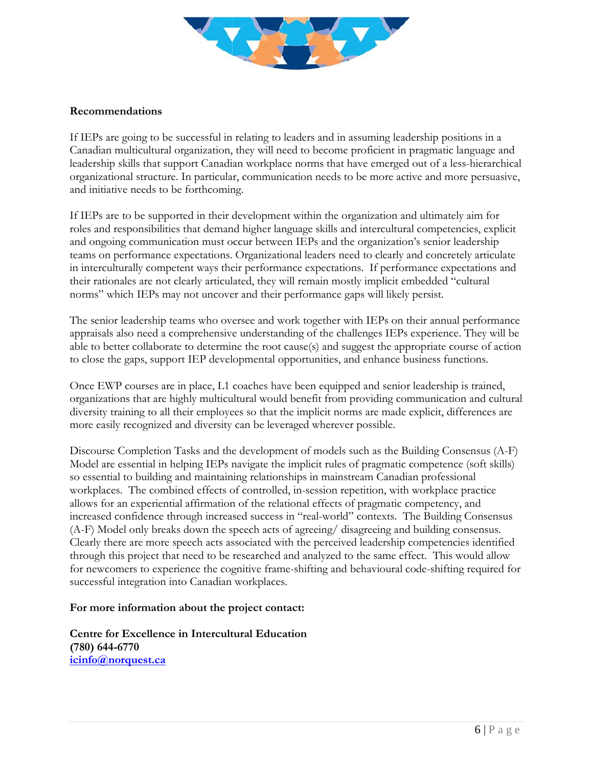**Recommendations**

If IEPs are going to be successful in relating to leaders and in assuming leadership positions in a Canadian multicultural organization, they will need to become proficient in pragmatic language and leadership skills that support Canadian workplace norms that have emerged out of a less-hierarchical organizational structure. In particular, communication needs to be more active and more persuasive, and initiative needs to be forthcoming.

If IEPs are to be supported in their development within the organization and ultimately aim for roles and responsibilities that demand higher language skills and intercultural competencies, explicit and ongoing communication must occur between IEPs and the organization's senior leadership teams on performance expectations. Organizational leaders need to clearly and concretely articulate in interculturally competent ways their performance expectations. If performance expectations and their rationales are not clearly articulated, they will remain mostly implicit embedded "cultural norms" which IEPs may not uncover and their performance gaps will likely persist.

The senior leadership teams who oversee and work together with IEPs on their annual performance appraisals also need a comprehensive understanding of the challenges IEPs experience. They will be able to better collaborate to determine the root cause(s) and suggest the appropriate course of action to close the gaps, support IEP developmental opportunities, and enhance business functions.

Once EWP courses are in place, L1 coaches have been equipped and senior leadership is trained, organizations that are highly multicultural would benefit from providing communication and cultural diversity training to all their employees so that the implicit norms are made explicit, differences are more easily recognized and diversity can be leveraged wherever possible.

Discourse Completion Tasks and the development of models such as the Building Consensus (A-F) Model are essential in helping IEPs navigate the implicit rules of pragmatic competence (soft skills) so essential to building and maintaining relationships in mainstream Canadian professional workplaces. The combined effects of controlled, in-session repetition, with workplace practice allows for an experiential affirmation of the relational effects of pragmatic competency, and increased confidence through increased success in "real-world" contexts. The Building Consensus (A-F) Model only breaks down the speech acts of agreeing/ disagreeing and building consensus. Clearly there are more speech acts associated with the perceived leadership competencies identified through this project that need to be researched and analyzed to the same effect. This would allow for newcomers to experience the cognitive frame-shifting and behavioural code-shifting required for successful integration into Canadian workplaces.

**For more information about the project contact:**

**Centre for Excellence in Intercultural Education**
**(780) 644-6770**
**icinfo@norquest.ca**